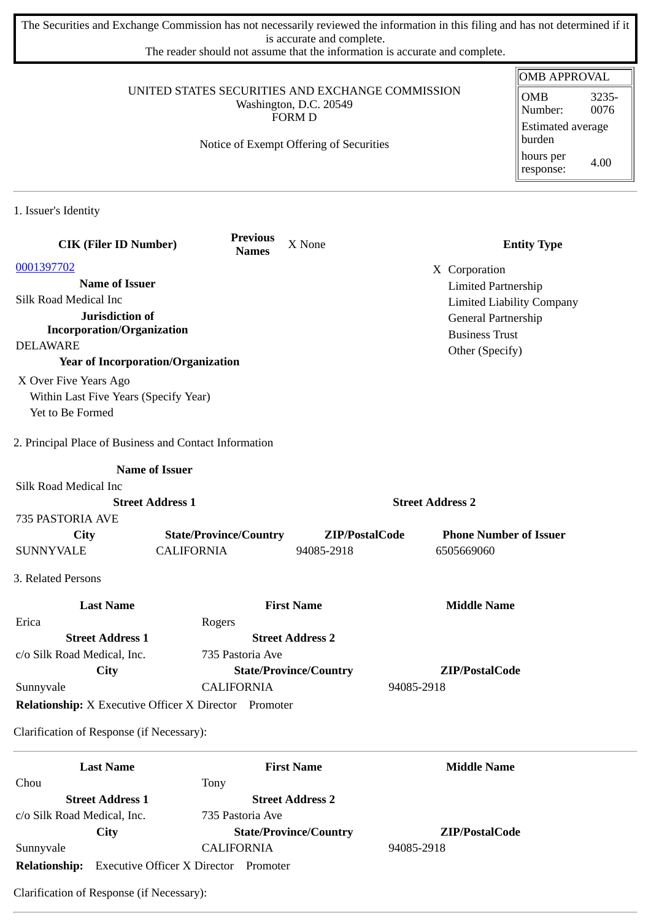The Securities and Exchange Commission has not necessarily reviewed the information in this filing and has not determined if it is accurate and complete.
The reader should not assume that the information is accurate and complete.

| OMB APPROVAL | |
|---|---|
| OMB Number: | 3235-0076 |
| Estimated average burden | |
| hours per response: | 4.00 |

UNITED STATES SECURITIES AND EXCHANGE COMMISSION
Washington, D.C. 20549
FORM D

Notice of Exempt Offering of Securities

## 1. Issuer's Identity

| CIK (Filer ID Number) | Previous Names | X None | Entity Type |
|---|---|---|---|
| 0001397702 | | | X Corporation |
| **Name of Issuer** | | | Limited Partnership |
| Silk Road Medical Inc | | | Limited Liability Company |
| **Jurisdiction of Incorporation/Organization** | | | General Partnership |
| DELAWARE | | | Business Trust |
| **Year of Incorporation/Organization** | | | Other (Specify) |

X Over Five Years Ago
Within Last Five Years (Specify Year)
Yet to Be Formed

## 2. Principal Place of Business and Contact Information

| Name of Issuer | | | |
|---|---|---|---|
| Silk Road Medical Inc | | | |
| **Street Address 1** | | **Street Address 2** | |
| 735 PASTORIA AVE | | | |
| **City** | **State/Province/Country** | **ZIP/PostalCode** | **Phone Number of Issuer** |
| SUNNYVALE | CALIFORNIA | 94085-2918 | 6505669060 |

## 3. Related Persons

| Last Name | First Name | Middle Name |
|---|---|---|
| Erica | Rogers | |
| **Street Address 1** | **Street Address 2** | |
| c/o Silk Road Medical, Inc. | 735 Pastoria Ave | |
| **City** | **State/Province/Country** | **ZIP/PostalCode** |
| Sunnyvale | CALIFORNIA | 94085-2918 |

**Relationship:** X Executive Officer X Director Promoter

Clarification of Response (if Necessary):

| Last Name | First Name | Middle Name |
|---|---|---|
| Chou | Tony | |
| **Street Address 1** | **Street Address 2** | |
| c/o Silk Road Medical, Inc. | 735 Pastoria Ave | |
| **City** | **State/Province/Country** | **ZIP/PostalCode** |
| Sunnyvale | CALIFORNIA | 94085-2918 |

**Relationship:** Executive Officer X Director Promoter

Clarification of Response (if Necessary):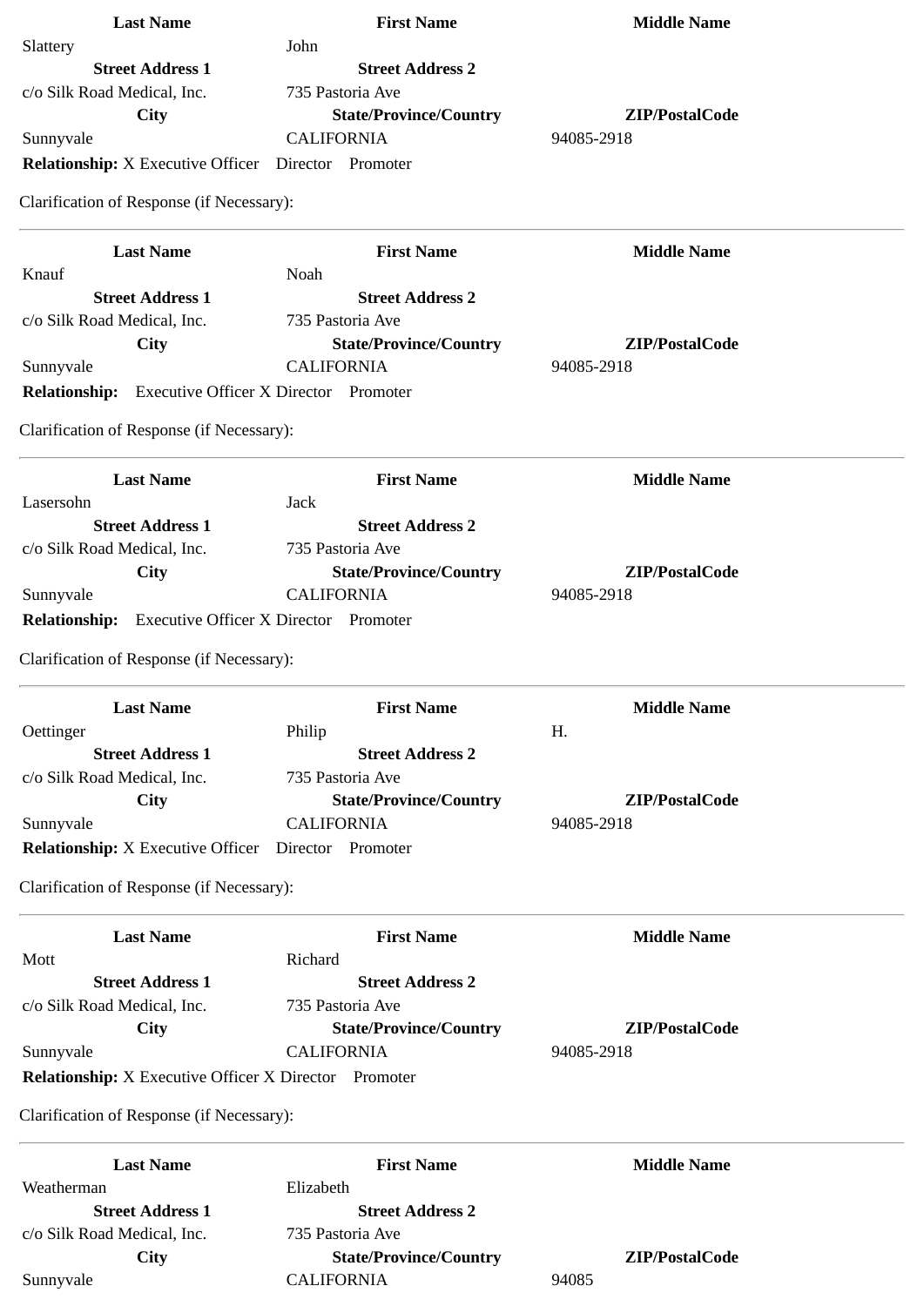| Last Name | First Name | Middle Name |
|---|---|---|
| Slattery | John | |
| **Street Address 1** | **Street Address 2** | |
| c/o Silk Road Medical, Inc. | 735 Pastoria Ave | |
| **City** | **State/Province/Country** | **ZIP/PostalCode** |
| Sunnyvale | CALIFORNIA | 94085-2918 |

**Relationship:** X Executive Officer Director Promoter

Clarification of Response (if Necessary):

---

| Last Name | First Name | Middle Name |
|---|---|---|
| Knauf | Noah | |
| **Street Address 1** | **Street Address 2** | |
| c/o Silk Road Medical, Inc. | 735 Pastoria Ave | |
| **City** | **State/Province/Country** | **ZIP/PostalCode** |
| Sunnyvale | CALIFORNIA | 94085-2918 |

**Relationship:** Executive Officer X Director Promoter

Clarification of Response (if Necessary):

---

| Last Name | First Name | Middle Name |
|---|---|---|
| Lasersohn | Jack | |
| **Street Address 1** | **Street Address 2** | |
| c/o Silk Road Medical, Inc. | 735 Pastoria Ave | |
| **City** | **State/Province/Country** | **ZIP/PostalCode** |
| Sunnyvale | CALIFORNIA | 94085-2918 |

**Relationship:** Executive Officer X Director Promoter

Clarification of Response (if Necessary):

---

| Last Name | First Name | Middle Name |
|---|---|---|
| Oettinger | Philip | H. |
| **Street Address 1** | **Street Address 2** | |
| c/o Silk Road Medical, Inc. | 735 Pastoria Ave | |
| **City** | **State/Province/Country** | **ZIP/PostalCode** |
| Sunnyvale | CALIFORNIA | 94085-2918 |

**Relationship:** X Executive Officer Director Promoter

Clarification of Response (if Necessary):

---

| Last Name | First Name | Middle Name |
|---|---|---|
| Mott | Richard | |
| **Street Address 1** | **Street Address 2** | |
| c/o Silk Road Medical, Inc. | 735 Pastoria Ave | |
| **City** | **State/Province/Country** | **ZIP/PostalCode** |
| Sunnyvale | CALIFORNIA | 94085-2918 |

**Relationship:** X Executive Officer X Director Promoter

Clarification of Response (if Necessary):

---

| Last Name | First Name | Middle Name |
|---|---|---|
| Weatherman | Elizabeth | |
| **Street Address 1** | **Street Address 2** | |
| c/o Silk Road Medical, Inc. | 735 Pastoria Ave | |
| **City** | **State/Province/Country** | **ZIP/PostalCode** |
| Sunnyvale | CALIFORNIA | 94085 |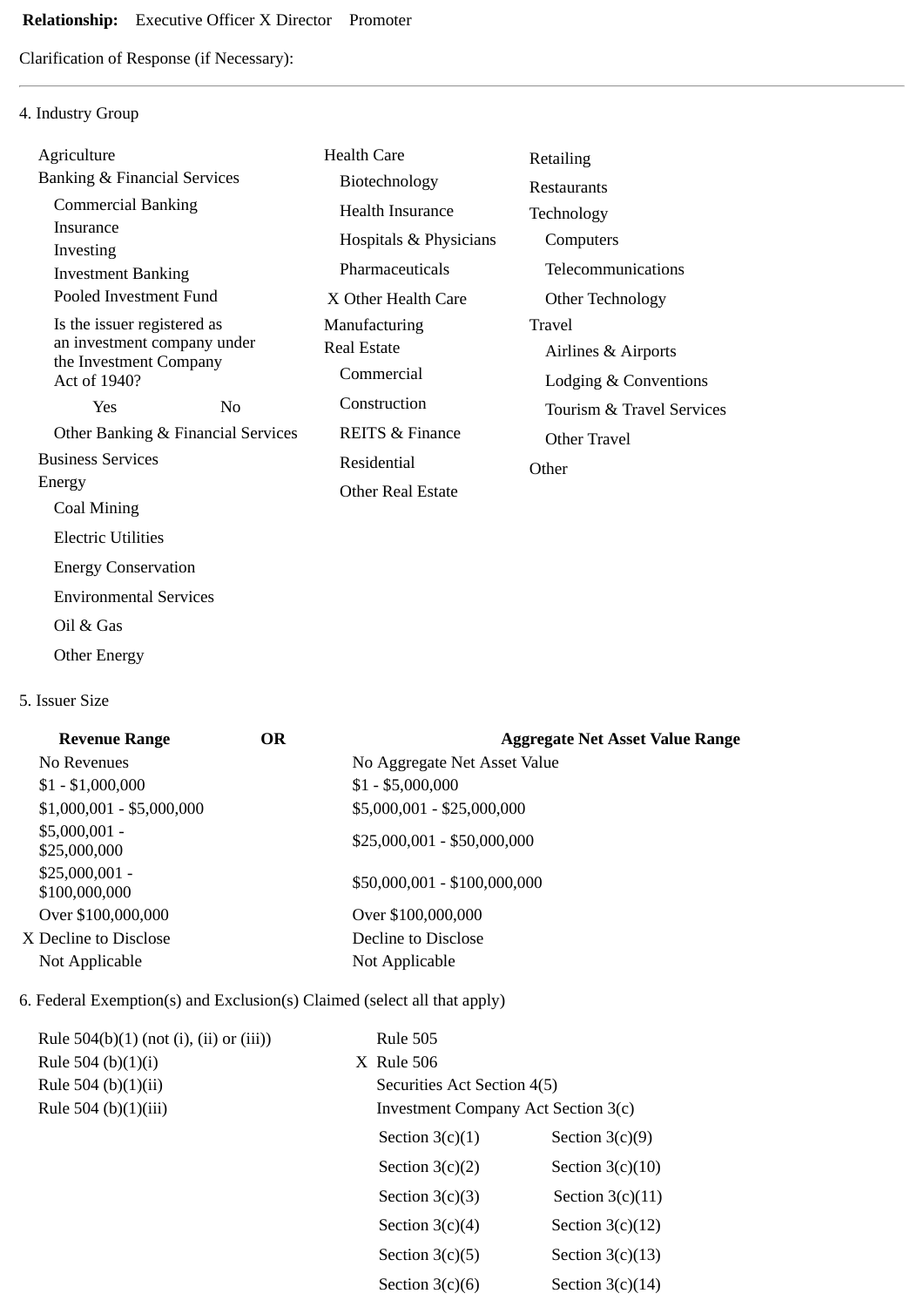**Relationship:** Executive Officer X Director Promoter

Clarification of Response (if Necessary):

---

4. Industry Group

- Agriculture
- Banking & Financial Services
  - Commercial Banking
  - Insurance
  - Investing
  - Investment Banking
  - Pooled Investment Fund
  - Is the issuer registered as an investment company under the Investment Company Act of 1940?
    - Yes
    - No
  - Other Banking & Financial Services
- Business Services
- Energy
  - Coal Mining
  - Electric Utilities
  - Energy Conservation
  - Environmental Services
  - Oil & Gas
  - Other Energy
- Health Care
  - Biotechnology
  - Health Insurance
  - Hospitals & Physicians
  - Pharmaceuticals
  - X Other Health Care
- Manufacturing
- Real Estate
  - Commercial
  - Construction
  - REITS & Finance
  - Residential
  - Other Real Estate
- Retailing
- Restaurants
- Technology
  - Computers
  - Telecommunications
  - Other Technology
- Travel
  - Airlines & Airports
  - Lodging & Conventions
  - Tourism & Travel Services
  - Other Travel
- Other

5. Issuer Size

| Revenue Range | OR | Aggregate Net Asset Value Range |
| --- | --- | --- |
| No Revenues | | No Aggregate Net Asset Value |
| $1 - $1,000,000 | | $1 - $5,000,000 |
| $1,000,001 - $5,000,000 | | $5,000,001 - $25,000,000 |
| $5,000,001 - $25,000,000 | | $25,000,001 - $50,000,000 |
| $25,000,001 - $100,000,000 | | $50,000,001 - $100,000,000 |
| Over $100,000,000 | | Over $100,000,000 |
| X Decline to Disclose | | Decline to Disclose |
| Not Applicable | | Not Applicable |

6. Federal Exemption(s) and Exclusion(s) Claimed (select all that apply)

- Rule 504(b)(1) (not (i), (ii) or (iii))
- Rule 504 (b)(1)(i)
- Rule 504 (b)(1)(ii)
- Rule 504 (b)(1)(iii)
- Rule 505
- X Rule 506
- Securities Act Section 4(5)
- Investment Company Act Section 3(c)

| | |
| --- | --- |
| Section 3(c)(1) | Section 3(c)(9) |
| Section 3(c)(2) | Section 3(c)(10) |
| Section 3(c)(3) | Section 3(c)(11) |
| Section 3(c)(4) | Section 3(c)(12) |
| Section 3(c)(5) | Section 3(c)(13) |
| Section 3(c)(6) | Section 3(c)(14) |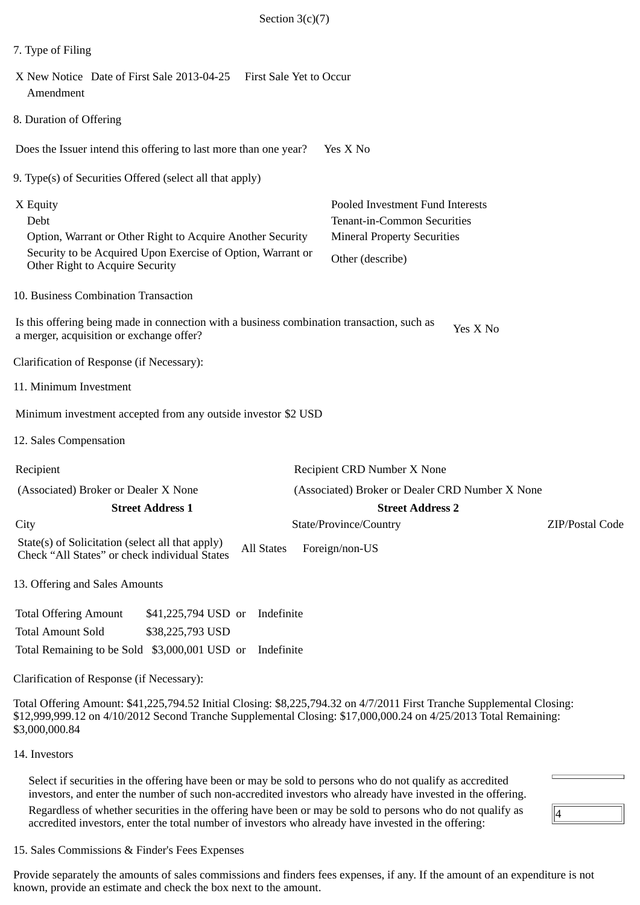Section 3(c)(7)

7. Type of Filing

X New Notice Date of First Sale 2013-04-25 First Sale Yet to Occur
Amendment

8. Duration of Offering

Does the Issuer intend this offering to last more than one year? Yes X No

9. Type(s) of Securities Offered (select all that apply)

| | |
|---|---|
| X Equity | Pooled Investment Fund Interests |
| Debt | Tenant-in-Common Securities |
| Option, Warrant or Other Right to Acquire Another Security | Mineral Property Securities |
| Security to be Acquired Upon Exercise of Option, Warrant or Other Right to Acquire Security | Other (describe) |

10. Business Combination Transaction

Is this offering being made in connection with a business combination transaction, such as a merger, acquisition or exchange offer? Yes X No

Clarification of Response (if Necessary):

11. Minimum Investment

Minimum investment accepted from any outside investor $2 USD

12. Sales Compensation

| | | |
|---|---|---|
| Recipient | Recipient CRD Number X None | |
| (Associated) Broker or Dealer X None | (Associated) Broker or Dealer CRD Number X None | |
| **Street Address 1** | **Street Address 2** | |
| City | State/Province/Country | ZIP/Postal Code |
| State(s) of Solicitation (select all that apply) Check "All States" or check individual States | All States Foreign/non-US | |

13. Offering and Sales Amounts

| | | | |
|---|---|---|---|
| Total Offering Amount | $41,225,794 USD | or | Indefinite |
| Total Amount Sold | $38,225,793 USD | | |
| Total Remaining to be Sold | $3,000,001 USD | or | Indefinite |

Clarification of Response (if Necessary):

Total Offering Amount: $41,225,794.52 Initial Closing: $8,225,794.32 on 4/7/2011 First Tranche Supplemental Closing: $12,999,999.12 on 4/10/2012 Second Tranche Supplemental Closing: $17,000,000.24 on 4/25/2013 Total Remaining: $3,000,000.84

14. Investors

Select if securities in the offering have been or may be sold to persons who do not qualify as accredited investors, and enter the number of such non-accredited investors who already have invested in the offering.

Regardless of whether securities in the offering have been or may be sold to persons who do not qualify as accredited investors, enter the total number of investors who already have invested in the offering: 4

15. Sales Commissions & Finder's Fees Expenses

Provide separately the amounts of sales commissions and finders fees expenses, if any. If the amount of an expenditure is not known, provide an estimate and check the box next to the amount.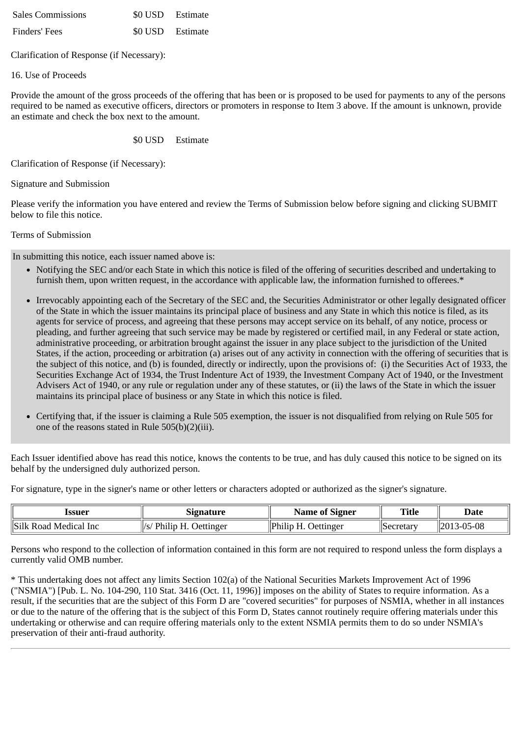| | | |
|---|---|---|
| Sales Commissions | $0 USD | Estimate |
| Finders' Fees | $0 USD | Estimate |

Clarification of Response (if Necessary):

16. Use of Proceeds

Provide the amount of the gross proceeds of the offering that has been or is proposed to be used for payments to any of the persons required to be named as executive officers, directors or promoters in response to Item 3 above. If the amount is unknown, provide an estimate and check the box next to the amount.

$0 USD Estimate

Clarification of Response (if Necessary):

Signature and Submission

Please verify the information you have entered and review the Terms of Submission below before signing and clicking SUBMIT below to file this notice.

Terms of Submission

In submitting this notice, each issuer named above is:

- Notifying the SEC and/or each State in which this notice is filed of the offering of securities described and undertaking to furnish them, upon written request, in the accordance with applicable law, the information furnished to offerees.*
- Irrevocably appointing each of the Secretary of the SEC and, the Securities Administrator or other legally designated officer of the State in which the issuer maintains its principal place of business and any State in which this notice is filed, as its agents for service of process, and agreeing that these persons may accept service on its behalf, of any notice, process or pleading, and further agreeing that such service may be made by registered or certified mail, in any Federal or state action, administrative proceeding, or arbitration brought against the issuer in any place subject to the jurisdiction of the United States, if the action, proceeding or arbitration (a) arises out of any activity in connection with the offering of securities that is the subject of this notice, and (b) is founded, directly or indirectly, upon the provisions of: (i) the Securities Act of 1933, the Securities Exchange Act of 1934, the Trust Indenture Act of 1939, the Investment Company Act of 1940, or the Investment Advisers Act of 1940, or any rule or regulation under any of these statutes, or (ii) the laws of the State in which the issuer maintains its principal place of business or any State in which this notice is filed.
- Certifying that, if the issuer is claiming a Rule 505 exemption, the issuer is not disqualified from relying on Rule 505 for one of the reasons stated in Rule 505(b)(2)(iii).

Each Issuer identified above has read this notice, knows the contents to be true, and has duly caused this notice to be signed on its behalf by the undersigned duly authorized person.

For signature, type in the signer's name or other letters or characters adopted or authorized as the signer's signature.

| Issuer | Signature | Name of Signer | Title | Date |
|---|---|---|---|---|
| Silk Road Medical Inc | /s/ Philip H. Oettinger | Philip H. Oettinger | Secretary | 2013-05-08 |

Persons who respond to the collection of information contained in this form are not required to respond unless the form displays a currently valid OMB number.

* This undertaking does not affect any limits Section 102(a) of the National Securities Markets Improvement Act of 1996 ("NSMIA") [Pub. L. No. 104-290, 110 Stat. 3416 (Oct. 11, 1996)] imposes on the ability of States to require information. As a result, if the securities that are the subject of this Form D are "covered securities" for purposes of NSMIA, whether in all instances or due to the nature of the offering that is the subject of this Form D, States cannot routinely require offering materials under this undertaking or otherwise and can require offering materials only to the extent NSMIA permits them to do so under NSMIA's preservation of their anti-fraud authority.